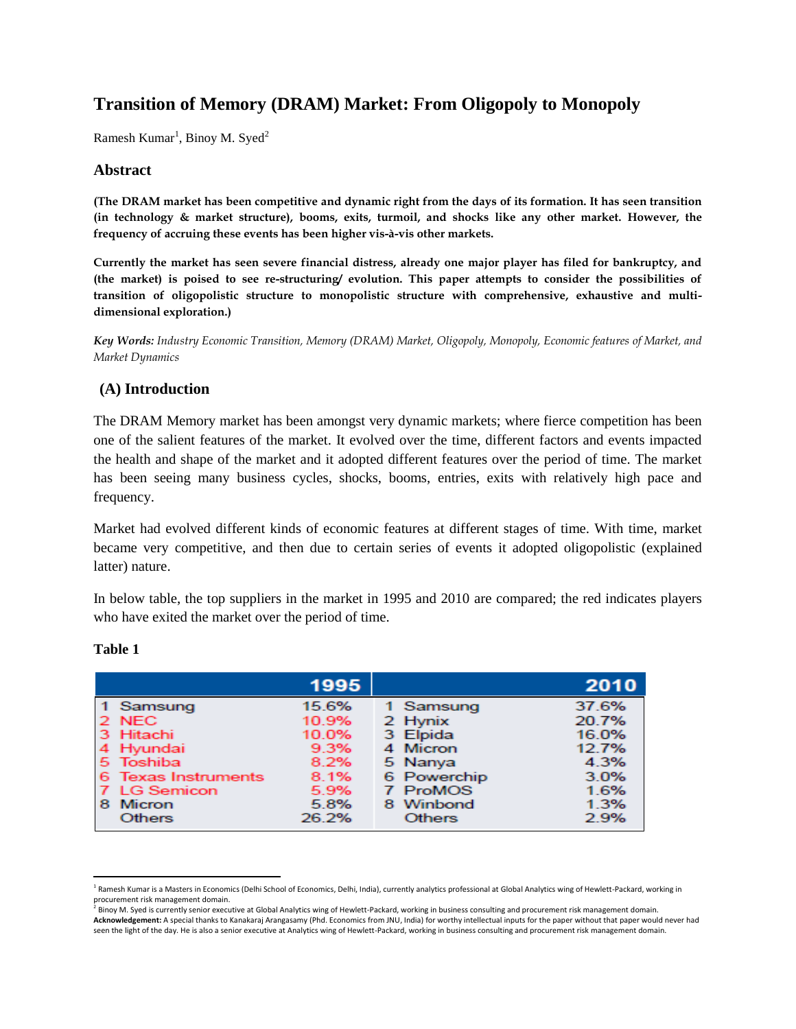# Transition of Memory (DRAM) Market: From Oligopoly to Monopoly

Ramesh Kumar[1], Binoy M. Syed[2]

## Abstract

**(The DRAM market has been competitive and dynamic right from the days of its formation. It has seen transition (in technology & market structure), booms, exits, turmoil, and shocks like any other market. However, the frequency of accruing these events has been higher vis-à-vis other markets.**

**Currently the market has seen severe financial distress, already one major player has filed for bankruptcy, and (the market) is poised to see re-structuring/ evolution. This paper attempts to consider the possibilities of transition of oligopolistic structure to monopolistic structure with comprehensive, exhaustive and multi-dimensional exploration.)**

***Key Words:*** *Industry Economic Transition, Memory (DRAM) Market, Oligopoly, Monopoly, Economic features of Market, and Market Dynamics*

## (A) Introduction

The DRAM Memory market has been amongst very dynamic markets; where fierce competition has been one of the salient features of the market. It evolved over the time, different factors and events impacted the health and shape of the market and it adopted different features over the period of time. The market has been seeing many business cycles, shocks, booms, entries, exits with relatively high pace and frequency.

Market had evolved different kinds of economic features at different stages of time. With time, market became very competitive, and then due to certain series of events it adopted oligopolistic (explained latter) nature.

In below table, the top suppliers in the market in 1995 and 2010 are compared; the red indicates players who have exited the market over the period of time.

**Table 1**

| | 1995 | | | 2010 | |
|---|---|---|---|---|---|
| 1 | Samsung | 15.6% | 1 | Samsung | 37.6% |
| 2 | NEC | 10.9% | 2 | Hynix | 20.7% |
| 3 | Hitachi | 10.0% | 3 | Elpida | 16.0% |
| 4 | Hyundai | 9.3% | 4 | Micron | 12.7% |
| 5 | Toshiba | 8.2% | 5 | Nanya | 4.3% |
| 6 | Texas Instruments | 8.1% | 6 | Powerchip | 3.0% |
| 7 | LG Semicon | 5.9% | 7 | ProMOS | 1.6% |
| 8 | Micron | 5.8% | 8 | Winbond | 1.3% |
| | Others | 26.2% | | Others | 2.9% |

---

[1] Ramesh Kumar is a Masters in Economics (Delhi School of Economics, Delhi, India), currently analytics professional at Global Analytics wing of Hewlett-Packard, working in procurement risk management domain.

[2] Binoy M. Syed is currently senior executive at Global Analytics wing of Hewlett-Packard, working in business consulting and procurement risk management domain.

**Acknowledgement:** A special thanks to Kanakaraj Arangasamy (Phd. Economics from JNU, India) for worthy intellectual inputs for the paper without that paper would never had seen the light of the day. He is also a senior executive at Analytics wing of Hewlett-Packard, working in business consulting and procurement risk management domain.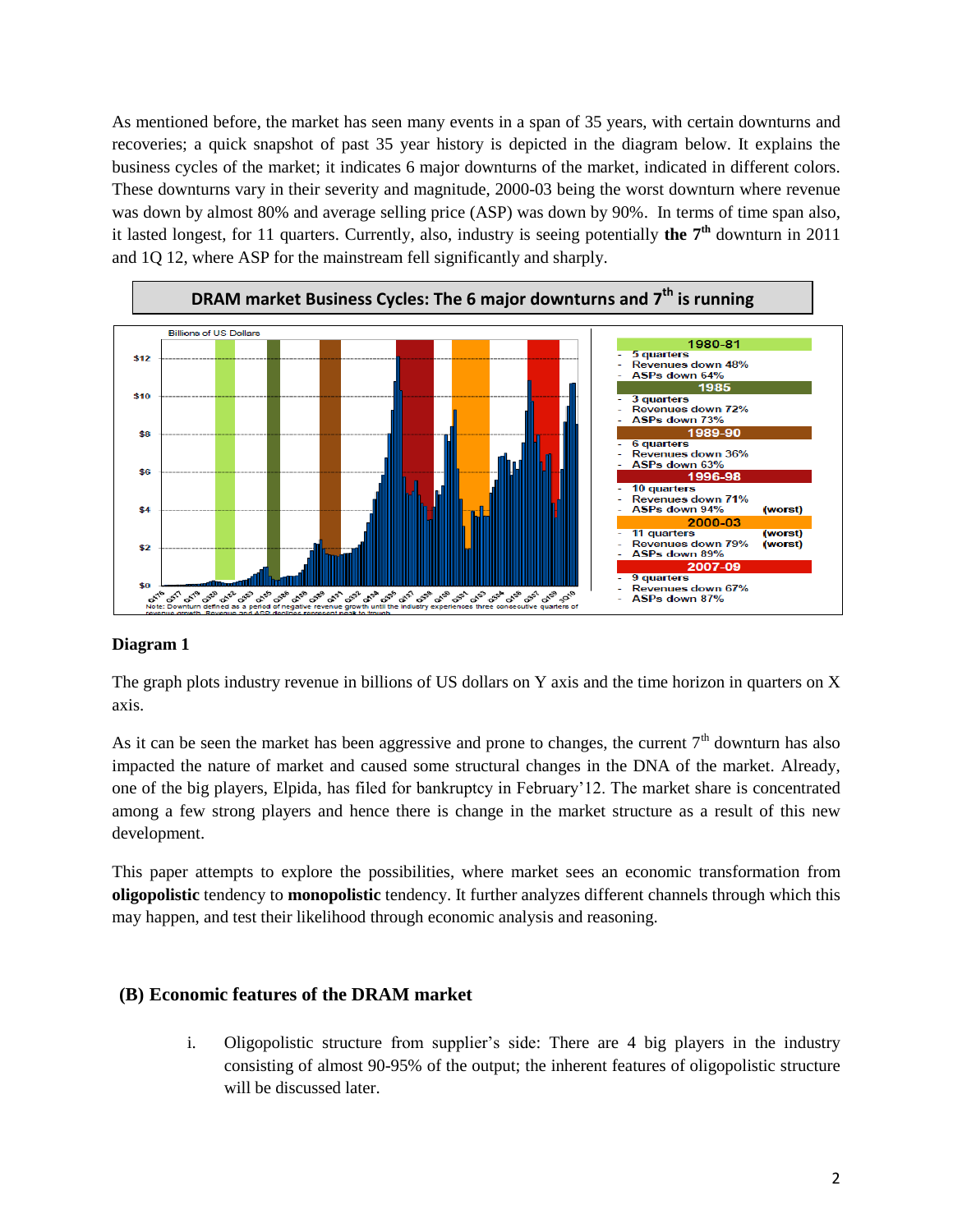As mentioned before, the market has seen many events in a span of 35 years, with certain downturns and recoveries; a quick snapshot of past 35 year history is depicted in the diagram below. It explains the business cycles of the market; it indicates 6 major downturns of the market, indicated in different colors. These downturns vary in their severity and magnitude, 2000-03 being the worst downturn where revenue was down by almost 80% and average selling price (ASP) was down by 90%. In terms of time span also, it lasted longest, for 11 quarters. Currently, also, industry is seeing potentially **the 7th** downturn in 2011 and 1Q 12, where ASP for the mainstream fell significantly and sharply.

**DRAM market Business Cycles: The 6 major downturns and 7th is running**

| 1980-81 |
|---|
| - 5 quarters |
| - Revenues down 48% |
| - ASPs down 64% |
| **1985** |
| - 3 quarters |
| - Revenues down 72% |
| - ASPs down 73% |
| **1989-90** |
| - 6 quarters |
| - Revenues down 36% |
| - ASPs down 63% |
| **1996-98** |
| - 10 quarters |
| - Revenues down 71% |
| - ASPs down 94% (worst) |
| **2000-03** |
| - 11 quarters (worst) |
| - Revenues down 79% (worst) |
| - ASPs down 89% |
| **2007-09** |
| - 9 quarters |
| - Revenues down 67% |
| - ASPs down 87% |

Note: Downturn defined as a period of negative revenue growth until the industry experiences three consecutive quarters of revenue growth. Revenue and ASP declines represent peak to trough.

**Diagram 1**

The graph plots industry revenue in billions of US dollars on Y axis and the time horizon in quarters on X axis.

As it can be seen the market has been aggressive and prone to changes, the current 7th downturn has also impacted the nature of market and caused some structural changes in the DNA of the market. Already, one of the big players, Elpida, has filed for bankruptcy in February'12. The market share is concentrated among a few strong players and hence there is change in the market structure as a result of this new development.

This paper attempts to explore the possibilities, where market sees an economic transformation from **oligopolistic** tendency to **monopolistic** tendency. It further analyzes different channels through which this may happen, and test their likelihood through economic analysis and reasoning.

## (B) Economic features of the DRAM market

i. Oligopolistic structure from supplier's side: There are 4 big players in the industry consisting of almost 90-95% of the output; the inherent features of oligopolistic structure will be discussed later.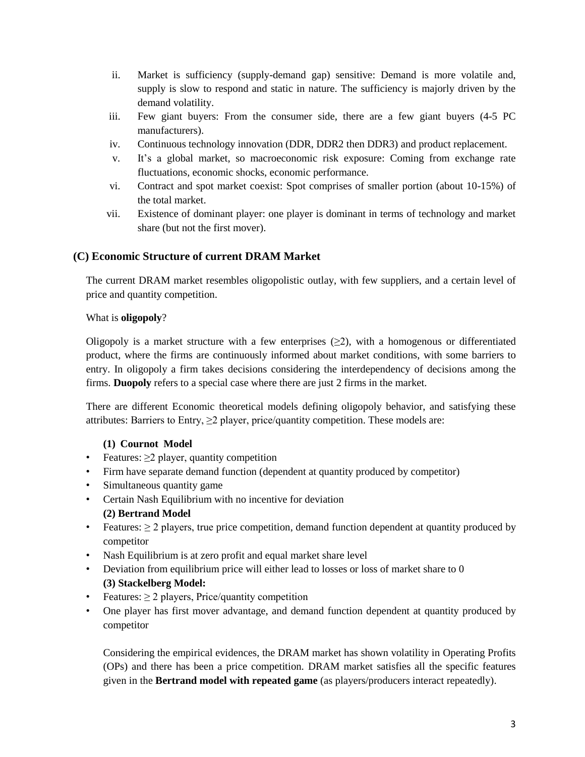ii. Market is sufficiency (supply-demand gap) sensitive: Demand is more volatile and, supply is slow to respond and static in nature. The sufficiency is majorly driven by the demand volatility.

iii. Few giant buyers: From the consumer side, there are a few giant buyers (4-5 PC manufacturers).

iv. Continuous technology innovation (DDR, DDR2 then DDR3) and product replacement.

v. It's a global market, so macroeconomic risk exposure: Coming from exchange rate fluctuations, economic shocks, economic performance.

vi. Contract and spot market coexist: Spot comprises of smaller portion (about 10-15%) of the total market.

vii. Existence of dominant player: one player is dominant in terms of technology and market share (but not the first mover).

## (C) Economic Structure of current DRAM Market

The current DRAM market resembles oligopolistic outlay, with few suppliers, and a certain level of price and quantity competition.

What is **oligopoly**?

Oligopoly is a market structure with a few enterprises (≥2), with a homogenous or differentiated product, where the firms are continuously informed about market conditions, with some barriers to entry. In oligopoly a firm takes decisions considering the interdependency of decisions among the firms. **Duopoly** refers to a special case where there are just 2 firms in the market.

There are different Economic theoretical models defining oligopoly behavior, and satisfying these attributes: Barriers to Entry, ≥2 player, price/quantity competition. These models are:

**(1) Cournot Model**

- Features: ≥2 player, quantity competition
- Firm have separate demand function (dependent at quantity produced by competitor)
- Simultaneous quantity game
- Certain Nash Equilibrium with no incentive for deviation

**(2) Bertrand Model**

- Features: ≥ 2 players, true price competition, demand function dependent at quantity produced by competitor
- Nash Equilibrium is at zero profit and equal market share level
- Deviation from equilibrium price will either lead to losses or loss of market share to 0

**(3) Stackelberg Model:**

- Features: ≥ 2 players, Price/quantity competition
- One player has first mover advantage, and demand function dependent at quantity produced by competitor

Considering the empirical evidences, the DRAM market has shown volatility in Operating Profits (OPs) and there has been a price competition. DRAM market satisfies all the specific features given in the **Bertrand model with repeated game** (as players/producers interact repeatedly).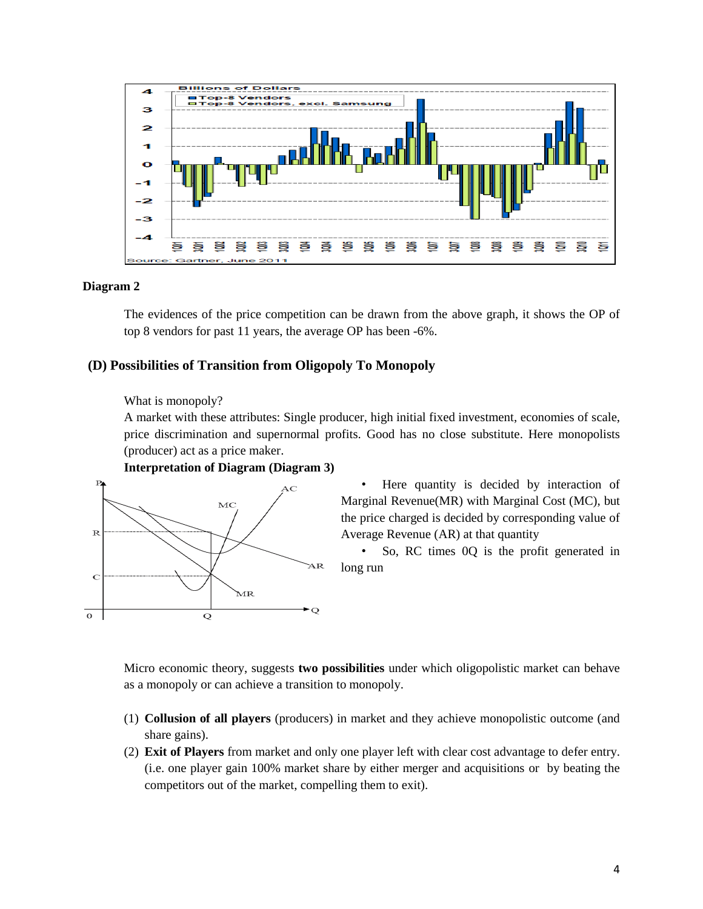**Diagram 2**

The evidences of the price competition can be drawn from the above graph, it shows the OP of top 8 vendors for past 11 years, the average OP has been -6%.

## (D) Possibilities of Transition from Oligopoly To Monopoly

What is monopoly?

A market with these attributes: Single producer, high initial fixed investment, economies of scale, price discrimination and supernormal profits. Good has no close substitute. Here monopolists (producer) act as a price maker.

**Interpretation of Diagram (Diagram 3)**

- Here quantity is decided by interaction of Marginal Revenue(MR) with Marginal Cost (MC), but the price charged is decided by corresponding value of Average Revenue (AR) at that quantity
- So, RC times 0Q is the profit generated in long run

Micro economic theory, suggests **two possibilities** under which oligopolistic market can behave as a monopoly or can achieve a transition to monopoly.

1. **Collusion of all players** (producers) in market and they achieve monopolistic outcome (and share gains).
2. **Exit of Players** from market and only one player left with clear cost advantage to defer entry. (i.e. one player gain 100% market share by either merger and acquisitions or by beating the competitors out of the market, compelling them to exit).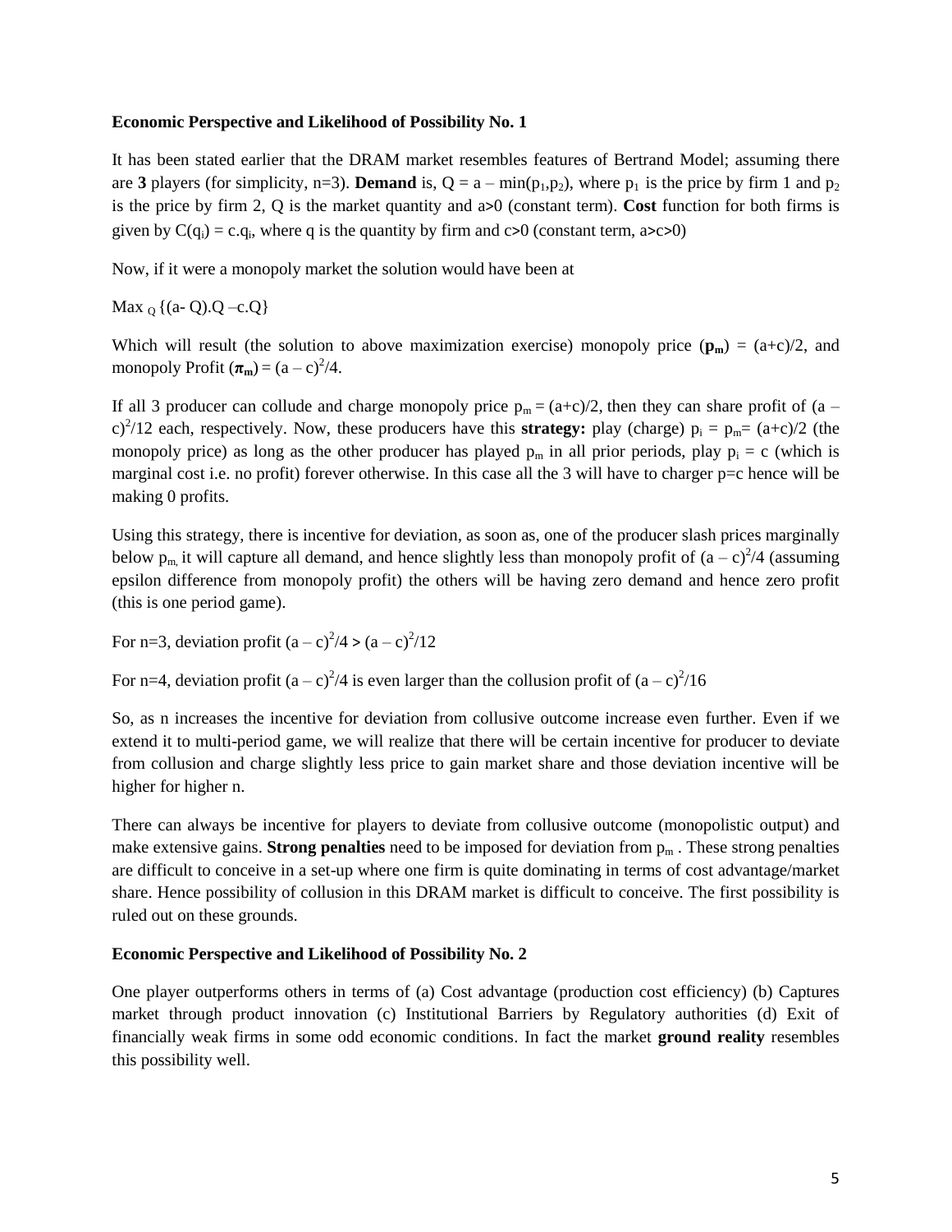**Economic Perspective and Likelihood of Possibility No. 1**

It has been stated earlier that the DRAM market resembles features of Bertrand Model; assuming there are **3** players (for simplicity, n=3). **Demand** is, $Q = a - \min(p_1,p_2)$, where $p_1$ is the price by firm 1 and $p_2$ is the price by firm 2, Q is the market quantity and a>0 (constant term). **Cost** function for both firms is given by $C(q_i) = c.q_i$, where q is the quantity by firm and c>0 (constant term, a>c>0)

Now, if it were a monopoly market the solution would have been at

$\text{Max}_{Q} \{(a- Q).Q - c.Q\}$

Which will result (the solution to above maximization exercise) monopoly price ($\mathbf{p_m}$) = $(a+c)/2$, and monopoly Profit ($\boldsymbol{\pi}_\mathbf{m}$) = $(a - c)^2/4$.

If all 3 producer can collude and charge monopoly price $p_m = (a+c)/2$, then they can share profit of $(a - c)^2/12$ each, respectively. Now, these producers have this **strategy:** play (charge) $p_i = p_m = (a+c)/2$ (the monopoly price) as long as the other producer has played $p_m$ in all prior periods, play $p_i = c$ (which is marginal cost i.e. no profit) forever otherwise. In this case all the 3 will have to charger p=c hence will be making 0 profits.

Using this strategy, there is incentive for deviation, as soon as, one of the producer slash prices marginally below $p_m$, it will capture all demand, and hence slightly less than monopoly profit of $(a - c)^2/4$ (assuming epsilon difference from monopoly profit) the others will be having zero demand and hence zero profit (this is one period game).

For n=3, deviation profit $(a - c)^2/4 > (a - c)^2/12$

For n=4, deviation profit $(a - c)^2/4$ is even larger than the collusion profit of $(a - c)^2/16$

So, as n increases the incentive for deviation from collusive outcome increase even further. Even if we extend it to multi-period game, we will realize that there will be certain incentive for producer to deviate from collusion and charge slightly less price to gain market share and those deviation incentive will be higher for higher n.

There can always be incentive for players to deviate from collusive outcome (monopolistic output) and make extensive gains. **Strong penalties** need to be imposed for deviation from $p_m$ . These strong penalties are difficult to conceive in a set-up where one firm is quite dominating in terms of cost advantage/market share. Hence possibility of collusion in this DRAM market is difficult to conceive. The first possibility is ruled out on these grounds.

**Economic Perspective and Likelihood of Possibility No. 2**

One player outperforms others in terms of (a) Cost advantage (production cost efficiency) (b) Captures market through product innovation (c) Institutional Barriers by Regulatory authorities (d) Exit of financially weak firms in some odd economic conditions. In fact the market **ground reality** resembles this possibility well.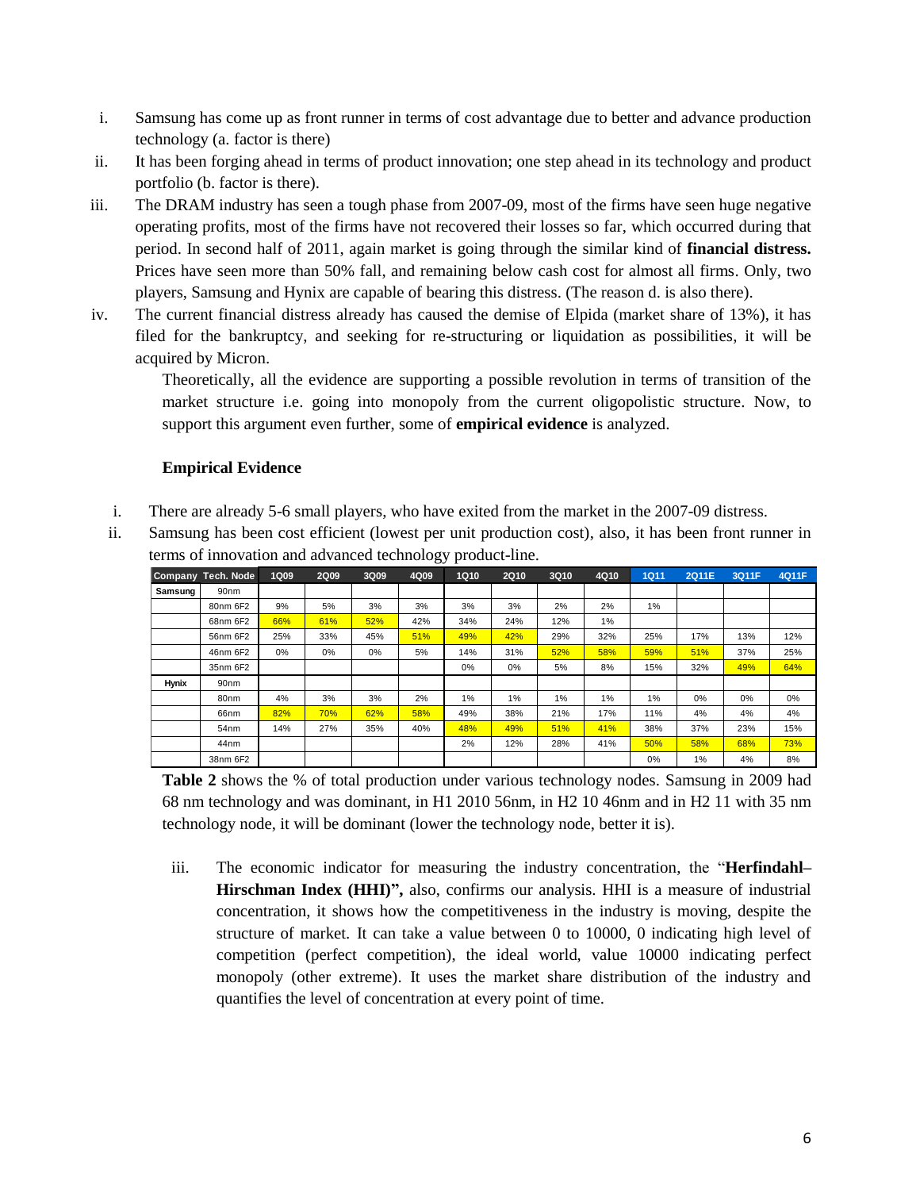i. Samsung has come up as front runner in terms of cost advantage due to better and advance production technology (a. factor is there)
ii. It has been forging ahead in terms of product innovation; one step ahead in its technology and product portfolio (b. factor is there).
iii. The DRAM industry has seen a tough phase from 2007-09, most of the firms have seen huge negative operating profits, most of the firms have not recovered their losses so far, which occurred during that period. In second half of 2011, again market is going through the similar kind of **financial distress.** Prices have seen more than 50% fall, and remaining below cash cost for almost all firms. Only, two players, Samsung and Hynix are capable of bearing this distress. (The reason d. is also there).
iv. The current financial distress already has caused the demise of Elpida (market share of 13%), it has filed for the bankruptcy, and seeking for re-structuring or liquidation as possibilities, it will be acquired by Micron.

Theoretically, all the evidence are supporting a possible revolution in terms of transition of the market structure i.e. going into monopoly from the current oligopolistic structure. Now, to support this argument even further, some of **empirical evidence** is analyzed.

**Empirical Evidence**

i. There are already 5-6 small players, who have exited from the market in the 2007-09 distress.
ii. Samsung has been cost efficient (lowest per unit production cost), also, it has been front runner in terms of innovation and advanced technology product-line.

| Company | Tech. Node | 1Q09 | 2Q09 | 3Q09 | 4Q09 | 1Q10 | 2Q10 | 3Q10 | 4Q10 | 1Q11 | 2Q11E | 3Q11F | 4Q11F |
|---|---|---|---|---|---|---|---|---|---|---|---|---|---|
| Samsung | 90nm | | | | | | | | | | | | |
| | 80nm 6F2 | 9% | 5% | 3% | 3% | 3% | 3% | 2% | 2% | 1% | | | |
| | 68nm 6F2 | 66% | 61% | 52% | 42% | 34% | 24% | 12% | 1% | | | | |
| | 56nm 6F2 | 25% | 33% | 45% | 51% | 49% | 42% | 29% | 32% | 25% | 17% | 13% | 12% |
| | 46nm 6F2 | 0% | 0% | 0% | 5% | 14% | 31% | 52% | 58% | 59% | 51% | 37% | 25% |
| | 35nm 6F2 | | | | | 0% | 0% | 5% | 8% | 15% | 32% | 49% | 64% |
| Hynix | 90nm | | | | | | | | | | | | |
| | 80nm | 4% | 3% | 3% | 2% | 1% | 1% | 1% | 1% | 1% | 0% | 0% | 0% |
| | 66nm | 82% | 70% | 62% | 58% | 49% | 38% | 21% | 17% | 11% | 4% | 4% | 4% |
| | 54nm | 14% | 27% | 35% | 40% | 48% | 49% | 51% | 41% | 38% | 37% | 23% | 15% |
| | 44nm | | | | | 2% | 12% | 28% | 41% | 50% | 58% | 68% | 73% |
| | 38nm 6F2 | | | | | | | | | 0% | 1% | 4% | 8% |

**Table 2** shows the % of total production under various technology nodes. Samsung in 2009 had 68 nm technology and was dominant, in H1 2010 56nm, in H2 10 46nm and in H2 11 with 35 nm technology node, it will be dominant (lower the technology node, better it is).

iii. The economic indicator for measuring the industry concentration, the "**Herfindahl–Hirschman Index (HHI)",** also, confirms our analysis. HHI is a measure of industrial concentration, it shows how the competitiveness in the industry is moving, despite the structure of market. It can take a value between 0 to 10000, 0 indicating high level of competition (perfect competition), the ideal world, value 10000 indicating perfect monopoly (other extreme). It uses the market share distribution of the industry and quantifies the level of concentration at every point of time.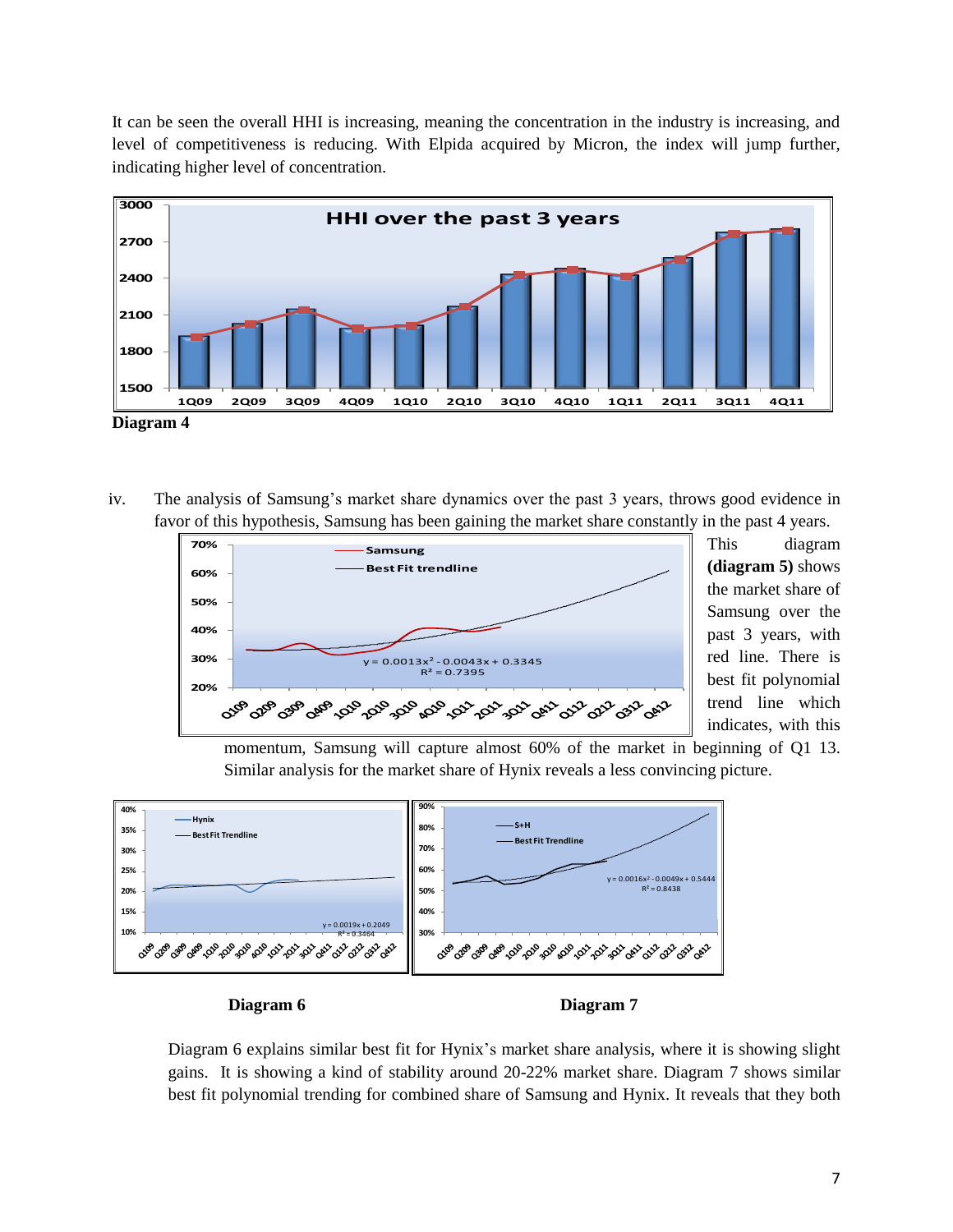It can be seen the overall HHI is increasing, meaning the concentration in the industry is increasing, and level of competitiveness is reducing. With Elpida acquired by Micron, the index will jump further, indicating higher level of concentration.

**Diagram 4**

iv. The analysis of Samsung's market share dynamics over the past 3 years, throws good evidence in favor of this hypothesis, Samsung has been gaining the market share constantly in the past 4 years.

This diagram **(diagram 5)** shows the market share of Samsung over the past 3 years, with red line. There is best fit polynomial trend line which indicates, with this momentum, Samsung will capture almost 60% of the market in beginning of Q1 13. Similar analysis for the market share of Hynix reveals a less convincing picture.

**Diagram 6** **Diagram 7**

Diagram 6 explains similar best fit for Hynix's market share analysis, where it is showing slight gains. It is showing a kind of stability around 20-22% market share. Diagram 7 shows similar best fit polynomial trending for combined share of Samsung and Hynix. It reveals that they both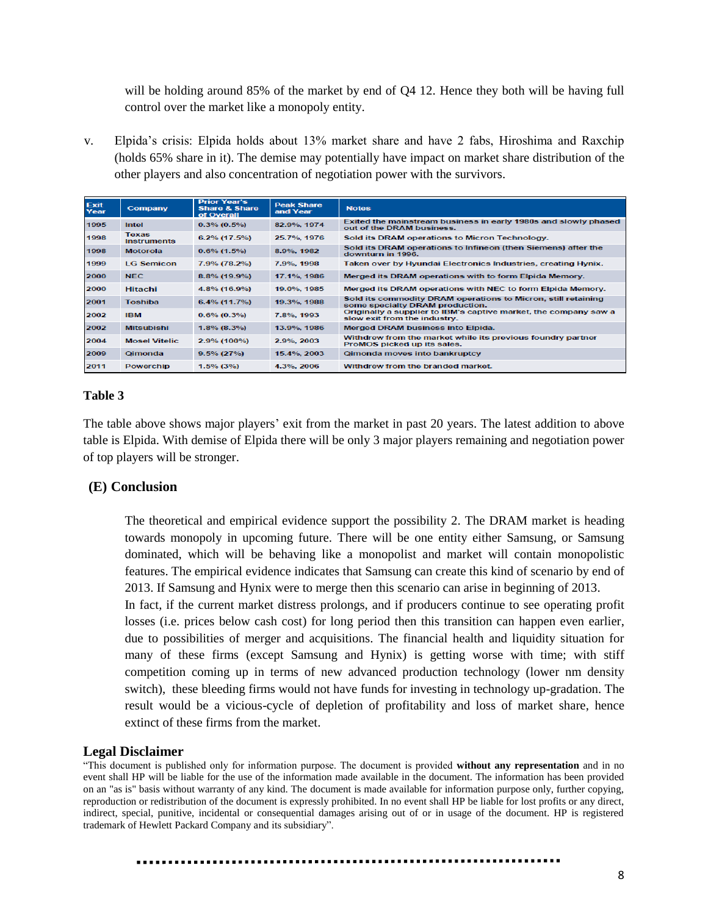will be holding around 85% of the market by end of Q4 12. Hence they both will be having full control over the market like a monopoly entity.

v. Elpida's crisis: Elpida holds about 13% market share and have 2 fabs, Hiroshima and Raxchip (holds 65% share in it). The demise may potentially have impact on market share distribution of the other players and also concentration of negotiation power with the survivors.

| Exit Year | Company | Prior Year's Share & Share of Overall | Peak Share and Year | Notes |
| --- | --- | --- | --- | --- |
| 1995 | Intel | 0.3% (0.5%) | 82.9%, 1974 | Exited the mainstream business in early 1980s and slowly phased out of the DRAM business. |
| 1998 | Texas Instruments | 6.2% (17.5%) | 25.7%, 1976 | Sold its DRAM operations to Micron Technology. |
| 1998 | Motorola | 0.6% (1.5%) | 8.9%, 1982 | Sold its DRAM operations to Infineon (then Siemens) after the downturn in 1996. |
| 1999 | LG Semicon | 7.9% (78.2%) | 7.9%, 1998 | Taken over by Hyundai Electronics Industries, creating Hynix. |
| 2000 | NEC | 8.8% (19.9%) | 17.1%, 1986 | Merged its DRAM operations with to form Elpida Memory. |
| 2000 | Hitachi | 4.8% (16.9%) | 19.0%, 1985 | Merged its DRAM operations with NEC to form Elpida Memory. |
| 2001 | Toshiba | 6.4% (11.7%) | 19.3%, 1988 | Sold its commodity DRAM operations to Micron, still retaining some specialty DRAM production. |
| 2002 | IBM | 0.6% (0.3%) | 7.8%, 1993 | Originally a supplier to IBM's captive market, the company saw a slow exit from the industry. |
| 2002 | Mitsubishi | 1.8% (8.3%) | 13.9%, 1986 | Merged DRAM business into Elpida. |
| 2004 | Mosel Vitelic | 2.9% (100%) | 2.9%, 2003 | Withdrew from the market while its previous foundry partner ProMOS picked up its sales. |
| 2009 | Qimonda | 9.5% (27%) | 15.4%, 2003 | Qimonda moves into bankruptcy |
| 2011 | Powerchip | 1.5% (3%) | 4.3%, 2006 | Withdrew from the branded market. |

**Table 3**

The table above shows major players' exit from the market in past 20 years. The latest addition to above table is Elpida. With demise of Elpida there will be only 3 major players remaining and negotiation power of top players will be stronger.

## (E) Conclusion

The theoretical and empirical evidence support the possibility 2. The DRAM market is heading towards monopoly in upcoming future. There will be one entity either Samsung, or Samsung dominated, which will be behaving like a monopolist and market will contain monopolistic features. The empirical evidence indicates that Samsung can create this kind of scenario by end of 2013. If Samsung and Hynix were to merge then this scenario can arise in beginning of 2013.
In fact, if the current market distress prolongs, and if producers continue to see operating profit losses (i.e. prices below cash cost) for long period then this transition can happen even earlier, due to possibilities of merger and acquisitions. The financial health and liquidity situation for many of these firms (except Samsung and Hynix) is getting worse with time; with stiff competition coming up in terms of new advanced production technology (lower nm density switch), these bleeding firms would not have funds for investing in technology up-gradation. The result would be a vicious-cycle of depletion of profitability and loss of market share, hence extinct of these firms from the market.

## Legal Disclaimer

"This document is published only for information purpose. The document is provided **without any representation** and in no event shall HP will be liable for the use of the information made available in the document. The information has been provided on an "as is" basis without warranty of any kind. The document is made available for information purpose only, further copying, reproduction or redistribution of the document is expressly prohibited. In no event shall HP be liable for lost profits or any direct, indirect, special, punitive, incidental or consequential damages arising out of or in usage of the document. HP is registered trademark of Hewlett Packard Company and its subsidiary".